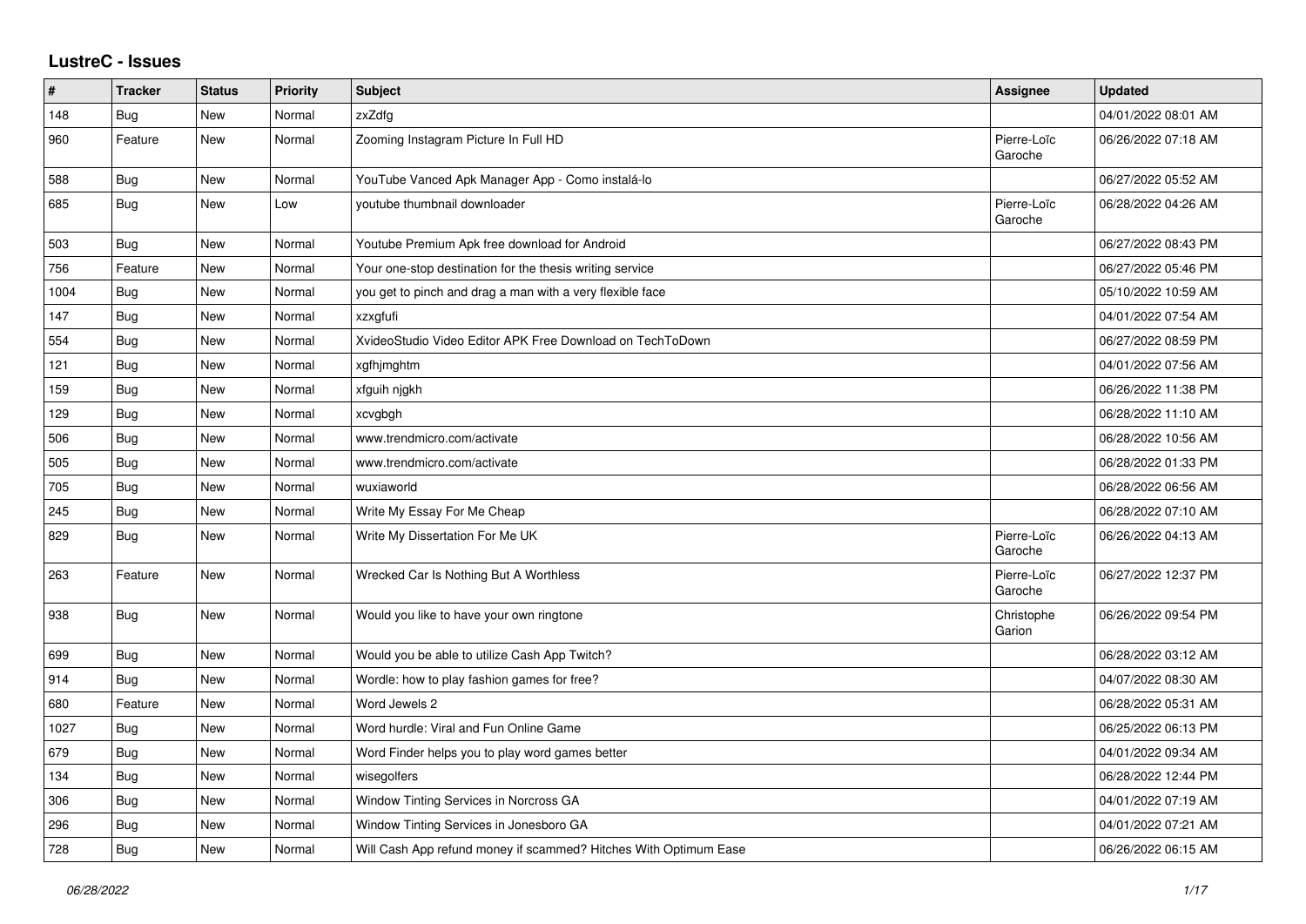# LustreC - Issues

| # | Tracker | Status | Priority | Subject | Assignee | Updated |
| --- | --- | --- | --- | --- | --- | --- |
| 148 | Bug | New | Normal | zxZdfg | | 04/01/2022 08:01 AM |
| 960 | Feature | New | Normal | Zooming Instagram Picture In Full HD | Pierre-Loïc Garoche | 06/26/2022 07:18 AM |
| 588 | Bug | New | Normal | YouTube Vanced Apk Manager App - Como instalá-lo | | 06/27/2022 05:52 AM |
| 685 | Bug | New | Low | youtube thumbnail downloader | Pierre-Loïc Garoche | 06/28/2022 04:26 AM |
| 503 | Bug | New | Normal | Youtube Premium Apk free download for Android | | 06/27/2022 08:43 PM |
| 756 | Feature | New | Normal | Your one-stop destination for the thesis writing service | | 06/27/2022 05:46 PM |
| 1004 | Bug | New | Normal | you get to pinch and drag a man with a very flexible face | | 05/10/2022 10:59 AM |
| 147 | Bug | New | Normal | xzxgfufi | | 04/01/2022 07:54 AM |
| 554 | Bug | New | Normal | XvideoStudio Video Editor APK Free Download on TechToDown | | 06/27/2022 08:59 PM |
| 121 | Bug | New | Normal | xgfhjmghtm | | 04/01/2022 07:56 AM |
| 159 | Bug | New | Normal | xfguih njgkh | | 06/26/2022 11:38 PM |
| 129 | Bug | New | Normal | xcvgbgh | | 06/28/2022 11:10 AM |
| 506 | Bug | New | Normal | www.trendmicro.com/activate | | 06/28/2022 10:56 AM |
| 505 | Bug | New | Normal | www.trendmicro.com/activate | | 06/28/2022 01:33 PM |
| 705 | Bug | New | Normal | wuxiaworld | | 06/28/2022 06:56 AM |
| 245 | Bug | New | Normal | Write My Essay For Me Cheap | | 06/28/2022 07:10 AM |
| 829 | Bug | New | Normal | Write My Dissertation For Me UK | Pierre-Loïc Garoche | 06/26/2022 04:13 AM |
| 263 | Feature | New | Normal | Wrecked Car Is Nothing But A Worthless | Pierre-Loïc Garoche | 06/27/2022 12:37 PM |
| 938 | Bug | New | Normal | Would you like to have your own ringtone | Christophe Garion | 06/26/2022 09:54 PM |
| 699 | Bug | New | Normal | Would you be able to utilize Cash App Twitch? | | 06/28/2022 03:12 AM |
| 914 | Bug | New | Normal | Wordle: how to play fashion games for free? | | 04/07/2022 08:30 AM |
| 680 | Feature | New | Normal | Word Jewels 2 | | 06/28/2022 05:31 AM |
| 1027 | Bug | New | Normal | Word hurdle: Viral and Fun Online Game | | 06/25/2022 06:13 PM |
| 679 | Bug | New | Normal | Word Finder helps you to play word games better | | 04/01/2022 09:34 AM |
| 134 | Bug | New | Normal | wisegolfers | | 06/28/2022 12:44 PM |
| 306 | Bug | New | Normal | Window Tinting Services in Norcross GA | | 04/01/2022 07:19 AM |
| 296 | Bug | New | Normal | Window Tinting Services in Jonesboro GA | | 04/01/2022 07:21 AM |
| 728 | Bug | New | Normal | Will Cash App refund money if scammed? Hitches With Optimum Ease | | 06/26/2022 06:15 AM |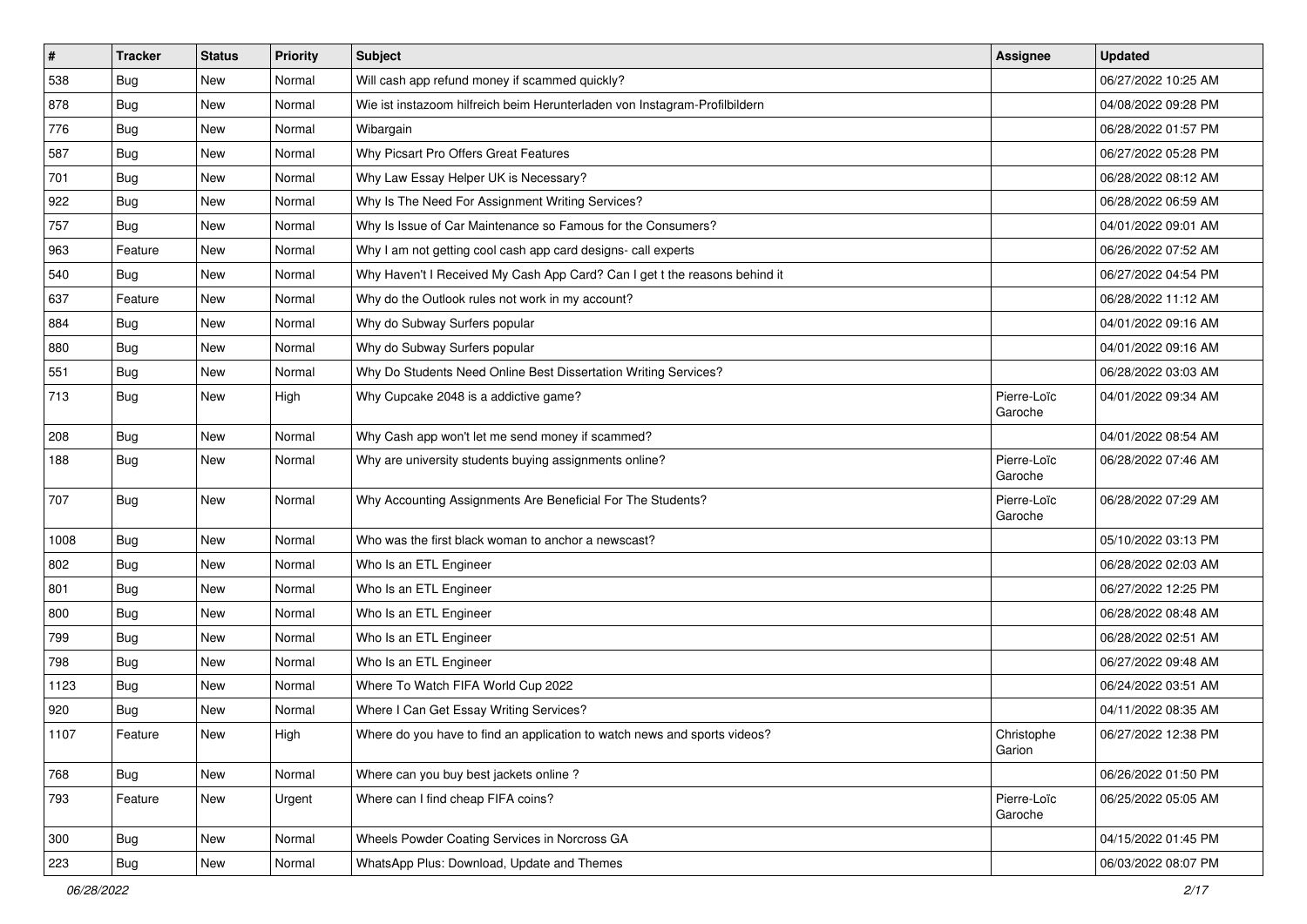| # | Tracker | Status | Priority | Subject | Assignee | Updated |
|---|---|---|---|---|---|---|
| 538 | Bug | New | Normal | Will cash app refund money if scammed quickly? | | 06/27/2022 10:25 AM |
| 878 | Bug | New | Normal | Wie ist instazoom hilfreich beim Herunterladen von Instagram-Profilbildern | | 04/08/2022 09:28 PM |
| 776 | Bug | New | Normal | Wibargain | | 06/28/2022 01:57 PM |
| 587 | Bug | New | Normal | Why Picsart Pro Offers Great Features | | 06/27/2022 05:28 PM |
| 701 | Bug | New | Normal | Why Law Essay Helper UK is Necessary? | | 06/28/2022 08:12 AM |
| 922 | Bug | New | Normal | Why Is The Need For Assignment Writing Services? | | 06/28/2022 06:59 AM |
| 757 | Bug | New | Normal | Why Is Issue of Car Maintenance so Famous for the Consumers? | | 04/01/2022 09:01 AM |
| 963 | Feature | New | Normal | Why I am not getting cool cash app card designs- call experts | | 06/26/2022 07:52 AM |
| 540 | Bug | New | Normal | Why Haven't I Received My Cash App Card? Can I get t the reasons behind it | | 06/27/2022 04:54 PM |
| 637 | Feature | New | Normal | Why do the Outlook rules not work in my account? | | 06/28/2022 11:12 AM |
| 884 | Bug | New | Normal | Why do Subway Surfers popular | | 04/01/2022 09:16 AM |
| 880 | Bug | New | Normal | Why do Subway Surfers popular | | 04/01/2022 09:16 AM |
| 551 | Bug | New | Normal | Why Do Students Need Online Best Dissertation Writing Services? | | 06/28/2022 03:03 AM |
| 713 | Bug | New | High | Why Cupcake 2048 is a addictive game? | Pierre-Loïc Garoche | 04/01/2022 09:34 AM |
| 208 | Bug | New | Normal | Why Cash app won't let me send money if scammed? | | 04/01/2022 08:54 AM |
| 188 | Bug | New | Normal | Why are university students buying assignments online? | Pierre-Loïc Garoche | 06/28/2022 07:46 AM |
| 707 | Bug | New | Normal | Why Accounting Assignments Are Beneficial For The Students? | Pierre-Loïc Garoche | 06/28/2022 07:29 AM |
| 1008 | Bug | New | Normal | Who was the first black woman to anchor a newscast? | | 05/10/2022 03:13 PM |
| 802 | Bug | New | Normal | Who Is an ETL Engineer | | 06/28/2022 02:03 AM |
| 801 | Bug | New | Normal | Who Is an ETL Engineer | | 06/27/2022 12:25 PM |
| 800 | Bug | New | Normal | Who Is an ETL Engineer | | 06/28/2022 08:48 AM |
| 799 | Bug | New | Normal | Who Is an ETL Engineer | | 06/28/2022 02:51 AM |
| 798 | Bug | New | Normal | Who Is an ETL Engineer | | 06/27/2022 09:48 AM |
| 1123 | Bug | New | Normal | Where To Watch FIFA World Cup 2022 | | 06/24/2022 03:51 AM |
| 920 | Bug | New | Normal | Where I Can Get Essay Writing Services? | | 04/11/2022 08:35 AM |
| 1107 | Feature | New | High | Where do you have to find an application to watch news and sports videos? | Christophe Garion | 06/27/2022 12:38 PM |
| 768 | Bug | New | Normal | Where can you buy best jackets online ? | | 06/26/2022 01:50 PM |
| 793 | Feature | New | Urgent | Where can I find cheap FIFA coins? | Pierre-Loïc Garoche | 06/25/2022 05:05 AM |
| 300 | Bug | New | Normal | Wheels Powder Coating Services in Norcross GA | | 04/15/2022 01:45 PM |
| 223 | Bug | New | Normal | WhatsApp Plus: Download, Update and Themes | | 06/03/2022 08:07 PM |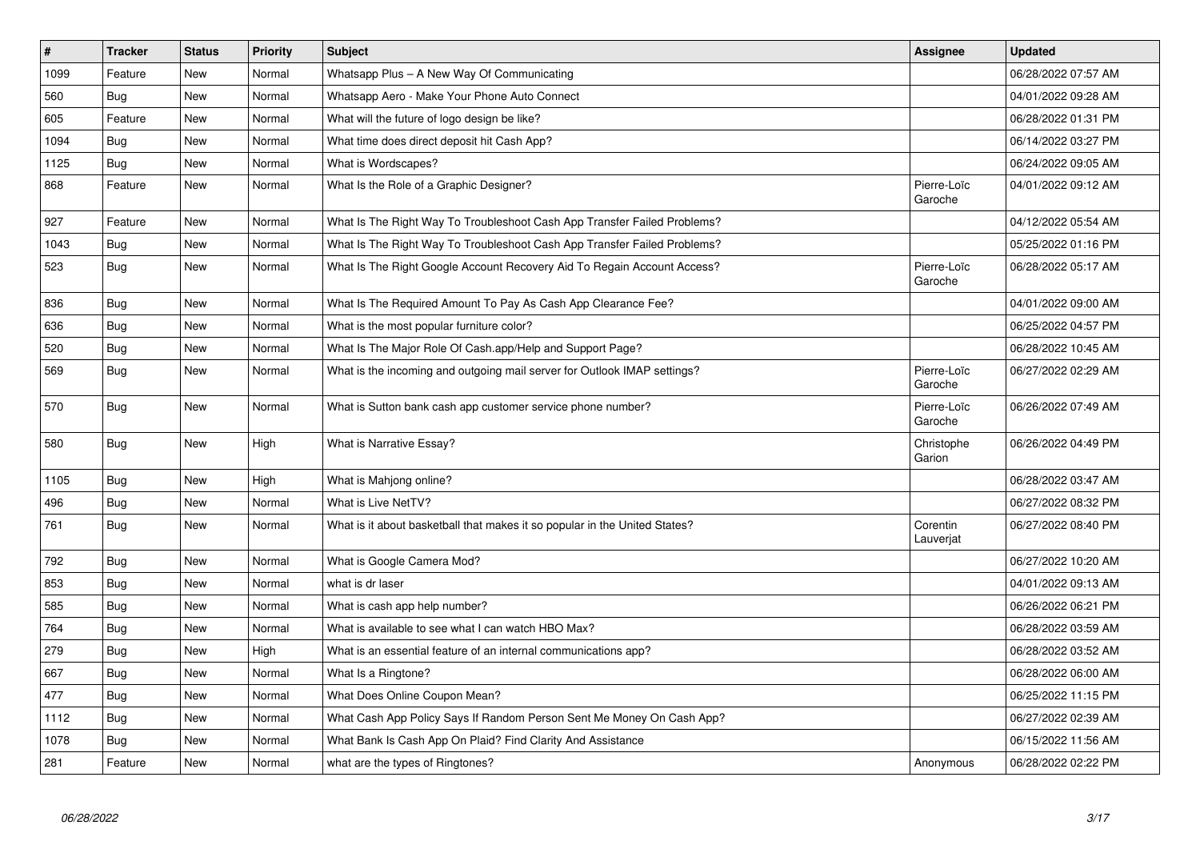| # | Tracker | Status | Priority | Subject | Assignee | Updated |
| --- | --- | --- | --- | --- | --- | --- |
| 1099 | Feature | New | Normal | Whatsapp Plus – A New Way Of Communicating | | 06/28/2022 07:57 AM |
| 560 | Bug | New | Normal | Whatsapp Aero - Make Your Phone Auto Connect | | 04/01/2022 09:28 AM |
| 605 | Feature | New | Normal | What will the future of logo design be like? | | 06/28/2022 01:31 PM |
| 1094 | Bug | New | Normal | What time does direct deposit hit Cash App? | | 06/14/2022 03:27 PM |
| 1125 | Bug | New | Normal | What is Wordscapes? | | 06/24/2022 09:05 AM |
| 868 | Feature | New | Normal | What Is the Role of a Graphic Designer? | Pierre-Loïc Garoche | 04/01/2022 09:12 AM |
| 927 | Feature | New | Normal | What Is The Right Way To Troubleshoot Cash App Transfer Failed Problems? | | 04/12/2022 05:54 AM |
| 1043 | Bug | New | Normal | What Is The Right Way To Troubleshoot Cash App Transfer Failed Problems? | | 05/25/2022 01:16 PM |
| 523 | Bug | New | Normal | What Is The Right Google Account Recovery Aid To Regain Account Access? | Pierre-Loïc Garoche | 06/28/2022 05:17 AM |
| 836 | Bug | New | Normal | What Is The Required Amount To Pay As Cash App Clearance Fee? | | 04/01/2022 09:00 AM |
| 636 | Bug | New | Normal | What is the most popular furniture color? | | 06/25/2022 04:57 PM |
| 520 | Bug | New | Normal | What Is The Major Role Of Cash.app/Help and Support Page? | | 06/28/2022 10:45 AM |
| 569 | Bug | New | Normal | What is the incoming and outgoing mail server for Outlook IMAP settings? | Pierre-Loïc Garoche | 06/27/2022 02:29 AM |
| 570 | Bug | New | Normal | What is Sutton bank cash app customer service phone number? | Pierre-Loïc Garoche | 06/26/2022 07:49 AM |
| 580 | Bug | New | High | What is Narrative Essay? | Christophe Garion | 06/26/2022 04:49 PM |
| 1105 | Bug | New | High | What is Mahjong online? | | 06/28/2022 03:47 AM |
| 496 | Bug | New | Normal | What is Live NetTV? | | 06/27/2022 08:32 PM |
| 761 | Bug | New | Normal | What is it about basketball that makes it so popular in the United States? | Corentin Lauverjat | 06/27/2022 08:40 PM |
| 792 | Bug | New | Normal | What is Google Camera Mod? | | 06/27/2022 10:20 AM |
| 853 | Bug | New | Normal | what is dr laser | | 04/01/2022 09:13 AM |
| 585 | Bug | New | Normal | What is cash app help number? | | 06/26/2022 06:21 PM |
| 764 | Bug | New | Normal | What is available to see what I can watch HBO Max? | | 06/28/2022 03:59 AM |
| 279 | Bug | New | High | What is an essential feature of an internal communications app? | | 06/28/2022 03:52 AM |
| 667 | Bug | New | Normal | What Is a Ringtone? | | 06/28/2022 06:00 AM |
| 477 | Bug | New | Normal | What Does Online Coupon Mean? | | 06/25/2022 11:15 PM |
| 1112 | Bug | New | Normal | What Cash App Policy Says If Random Person Sent Me Money On Cash App? | | 06/27/2022 02:39 AM |
| 1078 | Bug | New | Normal | What Bank Is Cash App On Plaid? Find Clarity And Assistance | | 06/15/2022 11:56 AM |
| 281 | Feature | New | Normal | what are the types of Ringtones? | Anonymous | 06/28/2022 02:22 PM |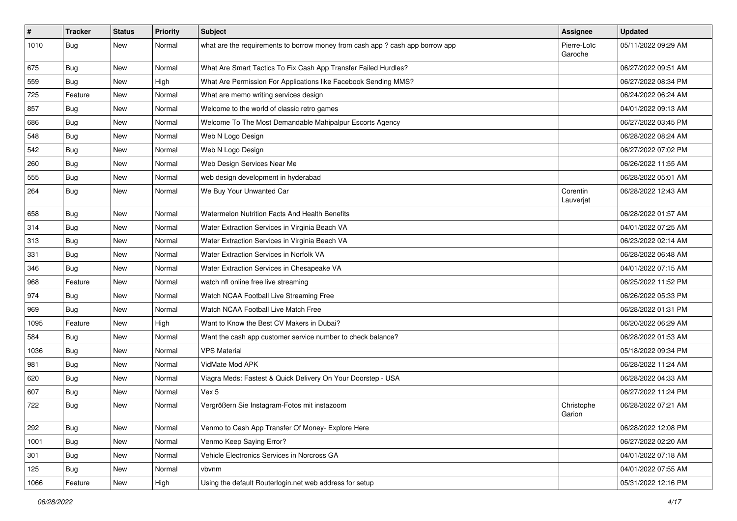| # | Tracker | Status | Priority | Subject | Assignee | Updated |
|---|---|---|---|---|---|---|
| 1010 | Bug | New | Normal | what are the requirements to borrow money from cash app ? cash app borrow app | Pierre-Loïc Garoche | 05/11/2022 09:29 AM |
| 675 | Bug | New | Normal | What Are Smart Tactics To Fix Cash App Transfer Failed Hurdles? | | 06/27/2022 09:51 AM |
| 559 | Bug | New | High | What Are Permission For Applications like Facebook Sending MMS? | | 06/27/2022 08:34 PM |
| 725 | Feature | New | Normal | What are memo writing services design | | 06/24/2022 06:24 AM |
| 857 | Bug | New | Normal | Welcome to the world of classic retro games | | 04/01/2022 09:13 AM |
| 686 | Bug | New | Normal | Welcome To The Most Demandable Mahipalpur Escorts Agency | | 06/27/2022 03:45 PM |
| 548 | Bug | New | Normal | Web N Logo Design | | 06/28/2022 08:24 AM |
| 542 | Bug | New | Normal | Web N Logo Design | | 06/27/2022 07:02 PM |
| 260 | Bug | New | Normal | Web Design Services Near Me | | 06/26/2022 11:55 AM |
| 555 | Bug | New | Normal | web design development in hyderabad | | 06/28/2022 05:01 AM |
| 264 | Bug | New | Normal | We Buy Your Unwanted Car | Corentin Lauverjat | 06/28/2022 12:43 AM |
| 658 | Bug | New | Normal | Watermelon Nutrition Facts And Health Benefits | | 06/28/2022 01:57 AM |
| 314 | Bug | New | Normal | Water Extraction Services in Virginia Beach VA | | 04/01/2022 07:25 AM |
| 313 | Bug | New | Normal | Water Extraction Services in Virginia Beach VA | | 06/23/2022 02:14 AM |
| 331 | Bug | New | Normal | Water Extraction Services in Norfolk VA | | 06/28/2022 06:48 AM |
| 346 | Bug | New | Normal | Water Extraction Services in Chesapeake VA | | 04/01/2022 07:15 AM |
| 968 | Feature | New | Normal | watch nfl online free live streaming | | 06/25/2022 11:52 PM |
| 974 | Bug | New | Normal | Watch NCAA Football Live Streaming Free | | 06/26/2022 05:33 PM |
| 969 | Bug | New | Normal | Watch NCAA Football Live Match Free | | 06/28/2022 01:31 PM |
| 1095 | Feature | New | High | Want to Know the Best CV Makers in Dubai? | | 06/20/2022 06:29 AM |
| 584 | Bug | New | Normal | Want the cash app customer service number to check balance? | | 06/28/2022 01:53 AM |
| 1036 | Bug | New | Normal | VPS Material | | 05/18/2022 09:34 PM |
| 981 | Bug | New | Normal | VidMate Mod APK | | 06/28/2022 11:24 AM |
| 620 | Bug | New | Normal | Viagra Meds: Fastest & Quick Delivery On Your Doorstep - USA | | 06/28/2022 04:33 AM |
| 607 | Bug | New | Normal | Vex 5 | | 06/27/2022 11:24 PM |
| 722 | Bug | New | Normal | Vergrößern Sie Instagram-Fotos mit instazoom | Christophe Garion | 06/28/2022 07:21 AM |
| 292 | Bug | New | Normal | Venmo to Cash App Transfer Of Money- Explore Here | | 06/28/2022 12:08 PM |
| 1001 | Bug | New | Normal | Venmo Keep Saying Error? | | 06/27/2022 02:20 AM |
| 301 | Bug | New | Normal | Vehicle Electronics Services in Norcross GA | | 04/01/2022 07:18 AM |
| 125 | Bug | New | Normal | vbvnm | | 04/01/2022 07:55 AM |
| 1066 | Feature | New | High | Using the default Routerlogin.net web address for setup | | 05/31/2022 12:16 PM |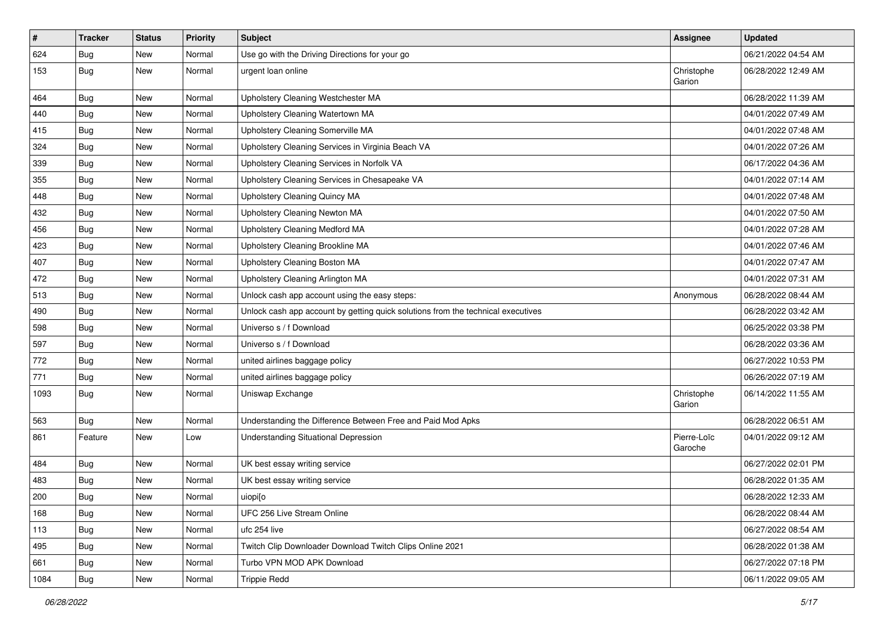| # | Tracker | Status | Priority | Subject | Assignee | Updated |
|---|---|---|---|---|---|---|
| 624 | Bug | New | Normal | Use go with the Driving Directions for your go | | 06/21/2022 04:54 AM |
| 153 | Bug | New | Normal | urgent loan online | Christophe Garion | 06/28/2022 12:49 AM |
| 464 | Bug | New | Normal | Upholstery Cleaning Westchester MA | | 06/28/2022 11:39 AM |
| 440 | Bug | New | Normal | Upholstery Cleaning Watertown MA | | 04/01/2022 07:49 AM |
| 415 | Bug | New | Normal | Upholstery Cleaning Somerville MA | | 04/01/2022 07:48 AM |
| 324 | Bug | New | Normal | Upholstery Cleaning Services in Virginia Beach VA | | 04/01/2022 07:26 AM |
| 339 | Bug | New | Normal | Upholstery Cleaning Services in Norfolk VA | | 06/17/2022 04:36 AM |
| 355 | Bug | New | Normal | Upholstery Cleaning Services in Chesapeake VA | | 04/01/2022 07:14 AM |
| 448 | Bug | New | Normal | Upholstery Cleaning Quincy MA | | 04/01/2022 07:48 AM |
| 432 | Bug | New | Normal | Upholstery Cleaning Newton MA | | 04/01/2022 07:50 AM |
| 456 | Bug | New | Normal | Upholstery Cleaning Medford MA | | 04/01/2022 07:28 AM |
| 423 | Bug | New | Normal | Upholstery Cleaning Brookline MA | | 04/01/2022 07:46 AM |
| 407 | Bug | New | Normal | Upholstery Cleaning Boston MA | | 04/01/2022 07:47 AM |
| 472 | Bug | New | Normal | Upholstery Cleaning Arlington MA | | 04/01/2022 07:31 AM |
| 513 | Bug | New | Normal | Unlock cash app account using the easy steps: | Anonymous | 06/28/2022 08:44 AM |
| 490 | Bug | New | Normal | Unlock cash app account by getting quick solutions from the technical executives | | 06/28/2022 03:42 AM |
| 598 | Bug | New | Normal | Universo s / f Download | | 06/25/2022 03:38 PM |
| 597 | Bug | New | Normal | Universo s / f Download | | 06/28/2022 03:36 AM |
| 772 | Bug | New | Normal | united airlines baggage policy | | 06/27/2022 10:53 PM |
| 771 | Bug | New | Normal | united airlines baggage policy | | 06/26/2022 07:19 AM |
| 1093 | Bug | New | Normal | Uniswap Exchange | Christophe Garion | 06/14/2022 11:55 AM |
| 563 | Bug | New | Normal | Understanding the Difference Between Free and Paid Mod Apks | | 06/28/2022 06:51 AM |
| 861 | Feature | New | Low | Understanding Situational Depression | Pierre-Loïc Garoche | 04/01/2022 09:12 AM |
| 484 | Bug | New | Normal | UK best essay writing service | | 06/27/2022 02:01 PM |
| 483 | Bug | New | Normal | UK best essay writing service | | 06/28/2022 01:35 AM |
| 200 | Bug | New | Normal | uiopi[o | | 06/28/2022 12:33 AM |
| 168 | Bug | New | Normal | UFC 256 Live Stream Online | | 06/28/2022 08:44 AM |
| 113 | Bug | New | Normal | ufc 254 live | | 06/27/2022 08:54 AM |
| 495 | Bug | New | Normal | Twitch Clip Downloader Download Twitch Clips Online 2021 | | 06/28/2022 01:38 AM |
| 661 | Bug | New | Normal | Turbo VPN MOD APK Download | | 06/27/2022 07:18 PM |
| 1084 | Bug | New | Normal | Trippie Redd | | 06/11/2022 09:05 AM |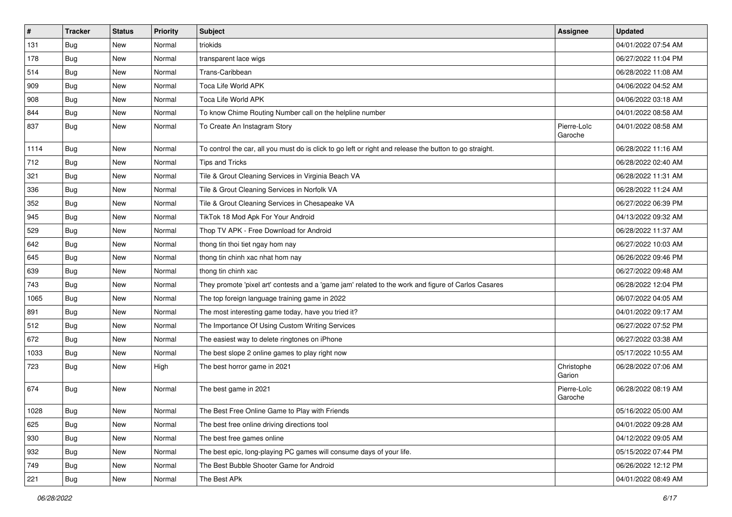| # | Tracker | Status | Priority | Subject | Assignee | Updated |
|---|---|---|---|---|---|---|
| 131 | Bug | New | Normal | triokids | | 04/01/2022 07:54 AM |
| 178 | Bug | New | Normal | transparent lace wigs | | 06/27/2022 11:04 PM |
| 514 | Bug | New | Normal | Trans-Caribbean | | 06/28/2022 11:08 AM |
| 909 | Bug | New | Normal | Toca Life World APK | | 04/06/2022 04:52 AM |
| 908 | Bug | New | Normal | Toca Life World APK | | 04/06/2022 03:18 AM |
| 844 | Bug | New | Normal | To know Chime Routing Number call on the helpline number | | 04/01/2022 08:58 AM |
| 837 | Bug | New | Normal | To Create An Instagram Story | Pierre-Loïc Garoche | 04/01/2022 08:58 AM |
| 1114 | Bug | New | Normal | To control the car, all you must do is click to go left or right and release the button to go straight. | | 06/28/2022 11:16 AM |
| 712 | Bug | New | Normal | Tips and Tricks | | 06/28/2022 02:40 AM |
| 321 | Bug | New | Normal | Tile & Grout Cleaning Services in Virginia Beach VA | | 06/28/2022 11:31 AM |
| 336 | Bug | New | Normal | Tile & Grout Cleaning Services in Norfolk VA | | 06/28/2022 11:24 AM |
| 352 | Bug | New | Normal | Tile & Grout Cleaning Services in Chesapeake VA | | 06/27/2022 06:39 PM |
| 945 | Bug | New | Normal | TikTok 18 Mod Apk For Your Android | | 04/13/2022 09:32 AM |
| 529 | Bug | New | Normal | Thop TV APK - Free Download for Android | | 06/28/2022 11:37 AM |
| 642 | Bug | New | Normal | thong tin thoi tiet ngay hom nay | | 06/27/2022 10:03 AM |
| 645 | Bug | New | Normal | thong tin chinh xac nhat hom nay | | 06/26/2022 09:46 PM |
| 639 | Bug | New | Normal | thong tin chinh xac | | 06/27/2022 09:48 AM |
| 743 | Bug | New | Normal | They promote 'pixel art' contests and a 'game jam' related to the work and figure of Carlos Casares | | 06/28/2022 12:04 PM |
| 1065 | Bug | New | Normal | The top foreign language training game in 2022 | | 06/07/2022 04:05 AM |
| 891 | Bug | New | Normal | The most interesting game today, have you tried it? | | 04/01/2022 09:17 AM |
| 512 | Bug | New | Normal | The Importance Of Using Custom Writing Services | | 06/27/2022 07:52 PM |
| 672 | Bug | New | Normal | The easiest way to delete ringtones on iPhone | | 06/27/2022 03:38 AM |
| 1033 | Bug | New | Normal | The best slope 2 online games to play right now | | 05/17/2022 10:55 AM |
| 723 | Bug | New | High | The best horror game in 2021 | Christophe Garion | 06/28/2022 07:06 AM |
| 674 | Bug | New | Normal | The best game in 2021 | Pierre-Loïc Garoche | 06/28/2022 08:19 AM |
| 1028 | Bug | New | Normal | The Best Free Online Game to Play with Friends | | 05/16/2022 05:00 AM |
| 625 | Bug | New | Normal | The best free online driving directions tool | | 04/01/2022 09:28 AM |
| 930 | Bug | New | Normal | The best free games online | | 04/12/2022 09:05 AM |
| 932 | Bug | New | Normal | The best epic, long-playing PC games will consume days of your life. | | 05/15/2022 07:44 PM |
| 749 | Bug | New | Normal | The Best Bubble Shooter Game for Android | | 06/26/2022 12:12 PM |
| 221 | Bug | New | Normal | The Best APk | | 04/01/2022 08:49 AM |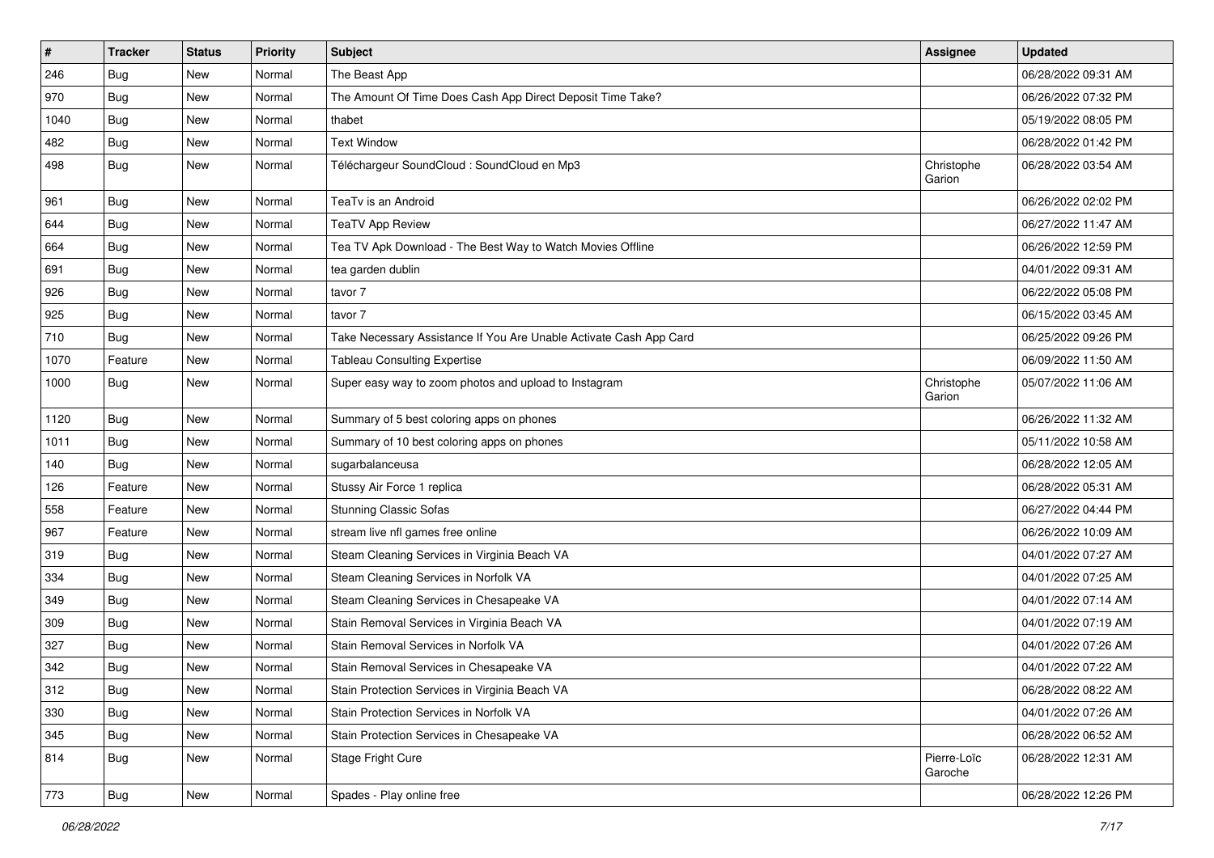| # | Tracker | Status | Priority | Subject | Assignee | Updated |
|---|---|---|---|---|---|---|
| 246 | Bug | New | Normal | The Beast App | | 06/28/2022 09:31 AM |
| 970 | Bug | New | Normal | The Amount Of Time Does Cash App Direct Deposit Time Take? | | 06/26/2022 07:32 PM |
| 1040 | Bug | New | Normal | thabet | | 05/19/2022 08:05 PM |
| 482 | Bug | New | Normal | Text Window | | 06/28/2022 01:42 PM |
| 498 | Bug | New | Normal | Téléchargeur SoundCloud : SoundCloud en Mp3 | Christophe Garion | 06/28/2022 03:54 AM |
| 961 | Bug | New | Normal | TeaTv is an Android | | 06/26/2022 02:02 PM |
| 644 | Bug | New | Normal | TeaTV App Review | | 06/27/2022 11:47 AM |
| 664 | Bug | New | Normal | Tea TV Apk Download - The Best Way to Watch Movies Offline | | 06/26/2022 12:59 PM |
| 691 | Bug | New | Normal | tea garden dublin | | 04/01/2022 09:31 AM |
| 926 | Bug | New | Normal | tavor 7 | | 06/22/2022 05:08 PM |
| 925 | Bug | New | Normal | tavor 7 | | 06/15/2022 03:45 AM |
| 710 | Bug | New | Normal | Take Necessary Assistance If You Are Unable Activate Cash App Card | | 06/25/2022 09:26 PM |
| 1070 | Feature | New | Normal | Tableau Consulting Expertise | | 06/09/2022 11:50 AM |
| 1000 | Bug | New | Normal | Super easy way to zoom photos and upload to Instagram | Christophe Garion | 05/07/2022 11:06 AM |
| 1120 | Bug | New | Normal | Summary of 5 best coloring apps on phones | | 06/26/2022 11:32 AM |
| 1011 | Bug | New | Normal | Summary of 10 best coloring apps on phones | | 05/11/2022 10:58 AM |
| 140 | Bug | New | Normal | sugarbalanceusa | | 06/28/2022 12:05 AM |
| 126 | Feature | New | Normal | Stussy Air Force 1 replica | | 06/28/2022 05:31 AM |
| 558 | Feature | New | Normal | Stunning Classic Sofas | | 06/27/2022 04:44 PM |
| 967 | Feature | New | Normal | stream live nfl games free online | | 06/26/2022 10:09 AM |
| 319 | Bug | New | Normal | Steam Cleaning Services in Virginia Beach VA | | 04/01/2022 07:27 AM |
| 334 | Bug | New | Normal | Steam Cleaning Services in Norfolk VA | | 04/01/2022 07:25 AM |
| 349 | Bug | New | Normal | Steam Cleaning Services in Chesapeake VA | | 04/01/2022 07:14 AM |
| 309 | Bug | New | Normal | Stain Removal Services in Virginia Beach VA | | 04/01/2022 07:19 AM |
| 327 | Bug | New | Normal | Stain Removal Services in Norfolk VA | | 04/01/2022 07:26 AM |
| 342 | Bug | New | Normal | Stain Removal Services in Chesapeake VA | | 04/01/2022 07:22 AM |
| 312 | Bug | New | Normal | Stain Protection Services in Virginia Beach VA | | 06/28/2022 08:22 AM |
| 330 | Bug | New | Normal | Stain Protection Services in Norfolk VA | | 04/01/2022 07:26 AM |
| 345 | Bug | New | Normal | Stain Protection Services in Chesapeake VA | | 06/28/2022 06:52 AM |
| 814 | Bug | New | Normal | Stage Fright Cure | Pierre-Loïc Garoche | 06/28/2022 12:31 AM |
| 773 | Bug | New | Normal | Spades - Play online free | | 06/28/2022 12:26 PM |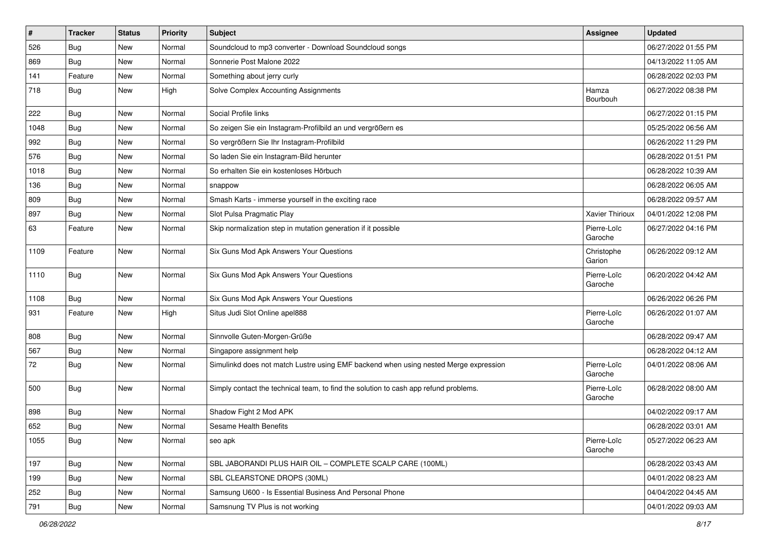| # | Tracker | Status | Priority | Subject | Assignee | Updated |
|---|---|---|---|---|---|---|
| 526 | Bug | New | Normal | Soundcloud to mp3 converter - Download Soundcloud songs | | 06/27/2022 01:55 PM |
| 869 | Bug | New | Normal | Sonnerie Post Malone 2022 | | 04/13/2022 11:05 AM |
| 141 | Feature | New | Normal | Something about jerry curly | | 06/28/2022 02:03 PM |
| 718 | Bug | New | High | Solve Complex Accounting Assignments | Hamza Bourbouh | 06/27/2022 08:38 PM |
| 222 | Bug | New | Normal | Social Profile links | | 06/27/2022 01:15 PM |
| 1048 | Bug | New | Normal | So zeigen Sie ein Instagram-Profilbild an und vergrößern es | | 05/25/2022 06:56 AM |
| 992 | Bug | New | Normal | So vergrößern Sie Ihr Instagram-Profilbild | | 06/26/2022 11:29 PM |
| 576 | Bug | New | Normal | So laden Sie ein Instagram-Bild herunter | | 06/28/2022 01:51 PM |
| 1018 | Bug | New | Normal | So erhalten Sie ein kostenloses Hörbuch | | 06/28/2022 10:39 AM |
| 136 | Bug | New | Normal | snappow | | 06/28/2022 06:05 AM |
| 809 | Bug | New | Normal | Smash Karts - immerse yourself in the exciting race | | 06/28/2022 09:57 AM |
| 897 | Bug | New | Normal | Slot Pulsa Pragmatic Play | Xavier Thirioux | 04/01/2022 12:08 PM |
| 63 | Feature | New | Normal | Skip normalization step in mutation generation if it possible | Pierre-Loïc Garoche | 06/27/2022 04:16 PM |
| 1109 | Feature | New | Normal | Six Guns Mod Apk Answers Your Questions | Christophe Garion | 06/26/2022 09:12 AM |
| 1110 | Bug | New | Normal | Six Guns Mod Apk Answers Your Questions | Pierre-Loïc Garoche | 06/20/2022 04:42 AM |
| 1108 | Bug | New | Normal | Six Guns Mod Apk Answers Your Questions | | 06/26/2022 06:26 PM |
| 931 | Feature | New | High | Situs Judi Slot Online apel888 | Pierre-Loïc Garoche | 06/26/2022 01:07 AM |
| 808 | Bug | New | Normal | Sinnvolle Guten-Morgen-Grüße | | 06/28/2022 09:47 AM |
| 567 | Bug | New | Normal | Singapore assignment help | | 06/28/2022 04:12 AM |
| 72 | Bug | New | Normal | Simulinkd does not match Lustre using EMF backend when using nested Merge expression | Pierre-Loïc Garoche | 04/01/2022 08:06 AM |
| 500 | Bug | New | Normal | Simply contact the technical team, to find the solution to cash app refund problems. | Pierre-Loïc Garoche | 06/28/2022 08:00 AM |
| 898 | Bug | New | Normal | Shadow Fight 2 Mod APK | | 04/02/2022 09:17 AM |
| 652 | Bug | New | Normal | Sesame Health Benefits | | 06/28/2022 03:01 AM |
| 1055 | Bug | New | Normal | seo apk | Pierre-Loïc Garoche | 05/27/2022 06:23 AM |
| 197 | Bug | New | Normal | SBL JABORANDI PLUS HAIR OIL – COMPLETE SCALP CARE (100ML) | | 06/28/2022 03:43 AM |
| 199 | Bug | New | Normal | SBL CLEARSTONE DROPS (30ML) | | 04/01/2022 08:23 AM |
| 252 | Bug | New | Normal | Samsung U600 - Is Essential Business And Personal Phone | | 04/04/2022 04:45 AM |
| 791 | Bug | New | Normal | Samsnung TV Plus is not working | | 04/01/2022 09:03 AM |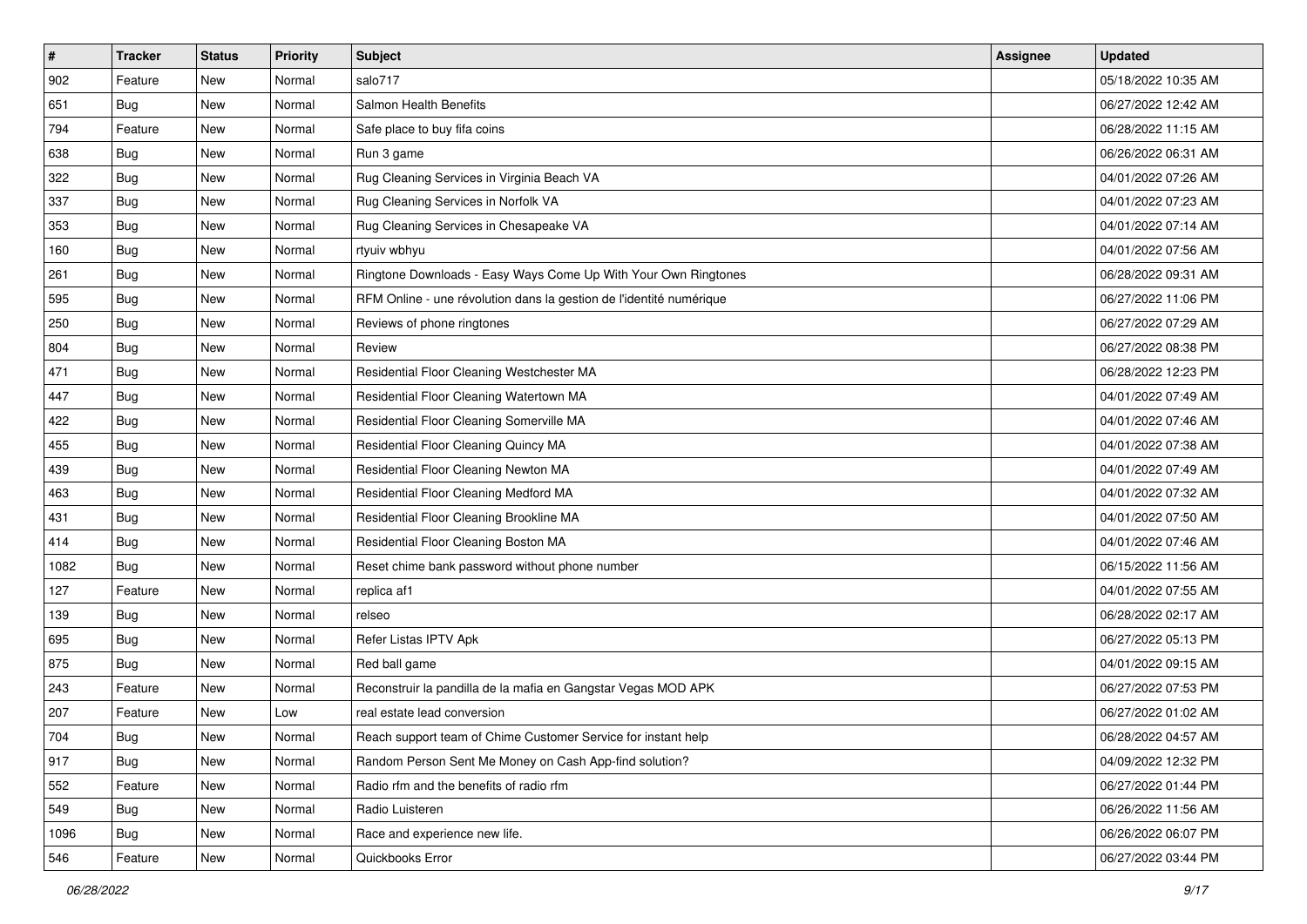| # | Tracker | Status | Priority | Subject | Assignee | Updated |
|---|---|---|---|---|---|---|
| 902 | Feature | New | Normal | salo717 | | 05/18/2022 10:35 AM |
| 651 | Bug | New | Normal | Salmon Health Benefits | | 06/27/2022 12:42 AM |
| 794 | Feature | New | Normal | Safe place to buy fifa coins | | 06/28/2022 11:15 AM |
| 638 | Bug | New | Normal | Run 3 game | | 06/26/2022 06:31 AM |
| 322 | Bug | New | Normal | Rug Cleaning Services in Virginia Beach VA | | 04/01/2022 07:26 AM |
| 337 | Bug | New | Normal | Rug Cleaning Services in Norfolk VA | | 04/01/2022 07:23 AM |
| 353 | Bug | New | Normal | Rug Cleaning Services in Chesapeake VA | | 04/01/2022 07:14 AM |
| 160 | Bug | New | Normal | rtyuiv wbhyu | | 04/01/2022 07:56 AM |
| 261 | Bug | New | Normal | Ringtone Downloads - Easy Ways Come Up With Your Own Ringtones | | 06/28/2022 09:31 AM |
| 595 | Bug | New | Normal | RFM Online - une révolution dans la gestion de l'identité numérique | | 06/27/2022 11:06 PM |
| 250 | Bug | New | Normal | Reviews of phone ringtones | | 06/27/2022 07:29 AM |
| 804 | Bug | New | Normal | Review | | 06/27/2022 08:38 PM |
| 471 | Bug | New | Normal | Residential Floor Cleaning Westchester MA | | 06/28/2022 12:23 PM |
| 447 | Bug | New | Normal | Residential Floor Cleaning Watertown MA | | 04/01/2022 07:49 AM |
| 422 | Bug | New | Normal | Residential Floor Cleaning Somerville MA | | 04/01/2022 07:46 AM |
| 455 | Bug | New | Normal | Residential Floor Cleaning Quincy MA | | 04/01/2022 07:38 AM |
| 439 | Bug | New | Normal | Residential Floor Cleaning Newton MA | | 04/01/2022 07:49 AM |
| 463 | Bug | New | Normal | Residential Floor Cleaning Medford MA | | 04/01/2022 07:32 AM |
| 431 | Bug | New | Normal | Residential Floor Cleaning Brookline MA | | 04/01/2022 07:50 AM |
| 414 | Bug | New | Normal | Residential Floor Cleaning Boston MA | | 04/01/2022 07:46 AM |
| 1082 | Bug | New | Normal | Reset chime bank password without phone number | | 06/15/2022 11:56 AM |
| 127 | Feature | New | Normal | replica af1 | | 04/01/2022 07:55 AM |
| 139 | Bug | New | Normal | relseo | | 06/28/2022 02:17 AM |
| 695 | Bug | New | Normal | Refer Listas IPTV Apk | | 06/27/2022 05:13 PM |
| 875 | Bug | New | Normal | Red ball game | | 04/01/2022 09:15 AM |
| 243 | Feature | New | Normal | Reconstruir la pandilla de la mafia en Gangstar Vegas MOD APK | | 06/27/2022 07:53 PM |
| 207 | Feature | New | Low | real estate lead conversion | | 06/27/2022 01:02 AM |
| 704 | Bug | New | Normal | Reach support team of Chime Customer Service for instant help | | 06/28/2022 04:57 AM |
| 917 | Bug | New | Normal | Random Person Sent Me Money on Cash App-find solution? | | 04/09/2022 12:32 PM |
| 552 | Feature | New | Normal | Radio rfm and the benefits of radio rfm | | 06/27/2022 01:44 PM |
| 549 | Bug | New | Normal | Radio Luisteren | | 06/26/2022 11:56 AM |
| 1096 | Bug | New | Normal | Race and experience new life. | | 06/26/2022 06:07 PM |
| 546 | Feature | New | Normal | Quickbooks Error | | 06/27/2022 03:44 PM |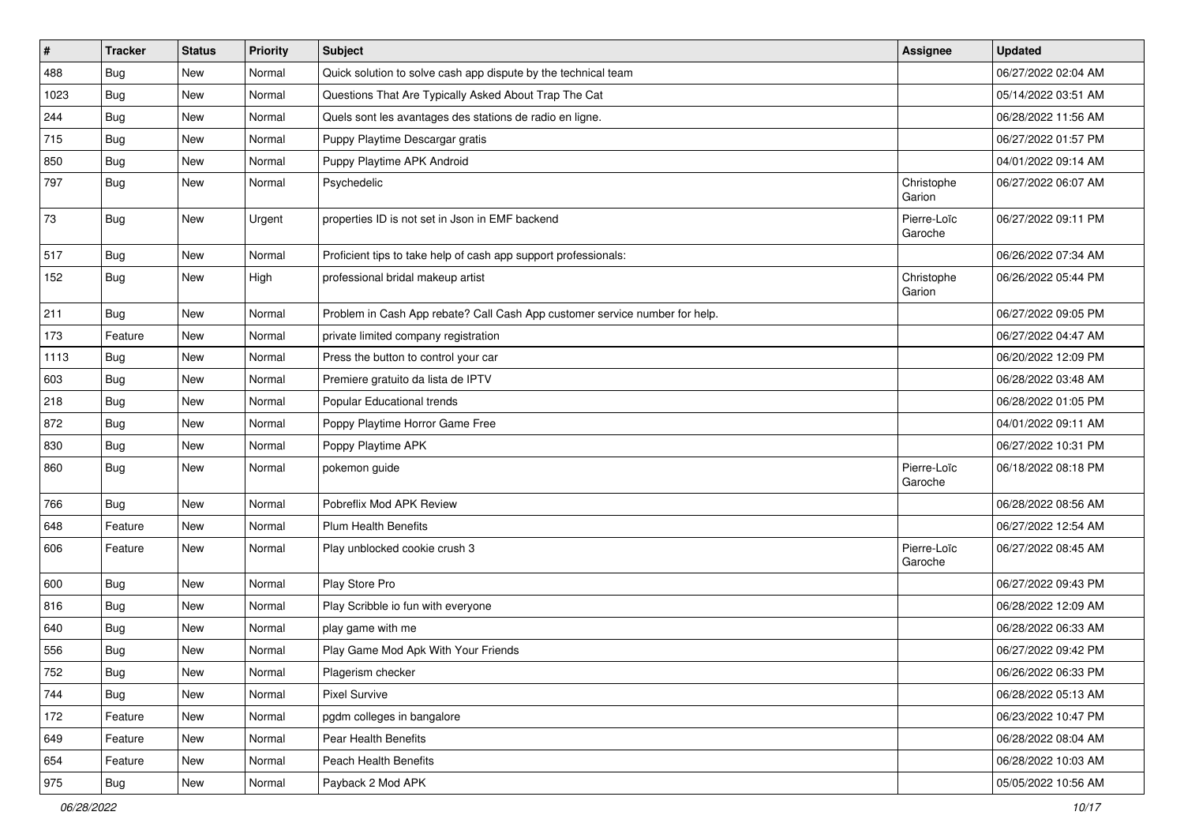| # | Tracker | Status | Priority | Subject | Assignee | Updated |
|---|---|---|---|---|---|---|
| 488 | Bug | New | Normal | Quick solution to solve cash app dispute by the technical team | | 06/27/2022 02:04 AM |
| 1023 | Bug | New | Normal | Questions That Are Typically Asked About Trap The Cat | | 05/14/2022 03:51 AM |
| 244 | Bug | New | Normal | Quels sont les avantages des stations de radio en ligne. | | 06/28/2022 11:56 AM |
| 715 | Bug | New | Normal | Puppy Playtime Descargar gratis | | 06/27/2022 01:57 PM |
| 850 | Bug | New | Normal | Puppy Playtime APK Android | | 04/01/2022 09:14 AM |
| 797 | Bug | New | Normal | Psychedelic | Christophe Garion | 06/27/2022 06:07 AM |
| 73 | Bug | New | Urgent | properties ID is not set in Json in EMF backend | Pierre-Loïc Garoche | 06/27/2022 09:11 PM |
| 517 | Bug | New | Normal | Proficient tips to take help of cash app support professionals: | | 06/26/2022 07:34 AM |
| 152 | Bug | New | High | professional bridal makeup artist | Christophe Garion | 06/26/2022 05:44 PM |
| 211 | Bug | New | Normal | Problem in Cash App rebate? Call Cash App customer service number for help. | | 06/27/2022 09:05 PM |
| 173 | Feature | New | Normal | private limited company registration | | 06/27/2022 04:47 AM |
| 1113 | Bug | New | Normal | Press the button to control your car | | 06/20/2022 12:09 PM |
| 603 | Bug | New | Normal | Premiere gratuito da lista de IPTV | | 06/28/2022 03:48 AM |
| 218 | Bug | New | Normal | Popular Educational trends | | 06/28/2022 01:05 PM |
| 872 | Bug | New | Normal | Poppy Playtime Horror Game Free | | 04/01/2022 09:11 AM |
| 830 | Bug | New | Normal | Poppy Playtime APK | | 06/27/2022 10:31 PM |
| 860 | Bug | New | Normal | pokemon guide | Pierre-Loïc Garoche | 06/18/2022 08:18 PM |
| 766 | Bug | New | Normal | Pobreflix Mod APK Review | | 06/28/2022 08:56 AM |
| 648 | Feature | New | Normal | Plum Health Benefits | | 06/27/2022 12:54 AM |
| 606 | Feature | New | Normal | Play unblocked cookie crush 3 | Pierre-Loïc Garoche | 06/27/2022 08:45 AM |
| 600 | Bug | New | Normal | Play Store Pro | | 06/27/2022 09:43 PM |
| 816 | Bug | New | Normal | Play Scribble io fun with everyone | | 06/28/2022 12:09 AM |
| 640 | Bug | New | Normal | play game with me | | 06/28/2022 06:33 AM |
| 556 | Bug | New | Normal | Play Game Mod Apk With Your Friends | | 06/27/2022 09:42 PM |
| 752 | Bug | New | Normal | Plagerism checker | | 06/26/2022 06:33 PM |
| 744 | Bug | New | Normal | Pixel Survive | | 06/28/2022 05:13 AM |
| 172 | Feature | New | Normal | pgdm colleges in bangalore | | 06/23/2022 10:47 PM |
| 649 | Feature | New | Normal | Pear Health Benefits | | 06/28/2022 08:04 AM |
| 654 | Feature | New | Normal | Peach Health Benefits | | 06/28/2022 10:03 AM |
| 975 | Bug | New | Normal | Payback 2 Mod APK | | 05/05/2022 10:56 AM |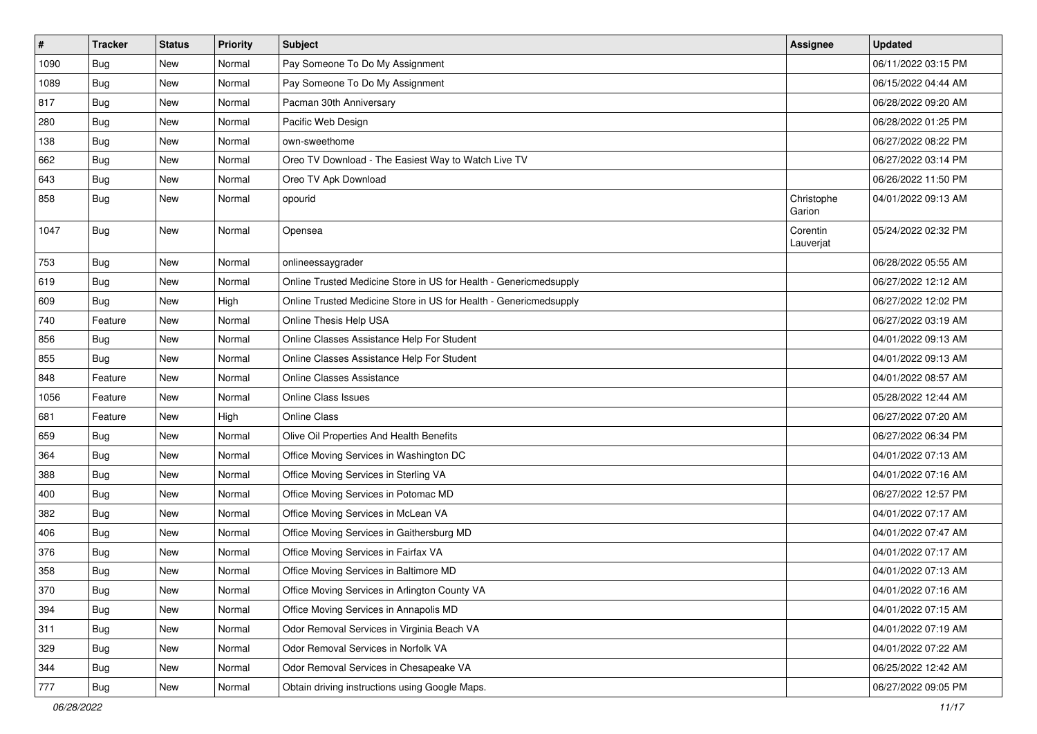| # | Tracker | Status | Priority | Subject | Assignee | Updated |
|---|---|---|---|---|---|---|
| 1090 | Bug | New | Normal | Pay Someone To Do My Assignment | | 06/11/2022 03:15 PM |
| 1089 | Bug | New | Normal | Pay Someone To Do My Assignment | | 06/15/2022 04:44 AM |
| 817 | Bug | New | Normal | Pacman 30th Anniversary | | 06/28/2022 09:20 AM |
| 280 | Bug | New | Normal | Pacific Web Design | | 06/28/2022 01:25 PM |
| 138 | Bug | New | Normal | own-sweethome | | 06/27/2022 08:22 PM |
| 662 | Bug | New | Normal | Oreo TV Download - The Easiest Way to Watch Live TV | | 06/27/2022 03:14 PM |
| 643 | Bug | New | Normal | Oreo TV Apk Download | | 06/26/2022 11:50 PM |
| 858 | Bug | New | Normal | opourid | Christophe Garion | 04/01/2022 09:13 AM |
| 1047 | Bug | New | Normal | Opensea | Corentin Lauverjat | 05/24/2022 02:32 PM |
| 753 | Bug | New | Normal | onlineessaygrader | | 06/28/2022 05:55 AM |
| 619 | Bug | New | Normal | Online Trusted Medicine Store in US for Health - Genericmedsupply | | 06/27/2022 12:12 AM |
| 609 | Bug | New | High | Online Trusted Medicine Store in US for Health - Genericmedsupply | | 06/27/2022 12:02 PM |
| 740 | Feature | New | Normal | Online Thesis Help USA | | 06/27/2022 03:19 AM |
| 856 | Bug | New | Normal | Online Classes Assistance Help For Student | | 04/01/2022 09:13 AM |
| 855 | Bug | New | Normal | Online Classes Assistance Help For Student | | 04/01/2022 09:13 AM |
| 848 | Feature | New | Normal | Online Classes Assistance | | 04/01/2022 08:57 AM |
| 1056 | Feature | New | Normal | Online Class Issues | | 05/28/2022 12:44 AM |
| 681 | Feature | New | High | Online Class | | 06/27/2022 07:20 AM |
| 659 | Bug | New | Normal | Olive Oil Properties And Health Benefits | | 06/27/2022 06:34 PM |
| 364 | Bug | New | Normal | Office Moving Services in Washington DC | | 04/01/2022 07:13 AM |
| 388 | Bug | New | Normal | Office Moving Services in Sterling VA | | 04/01/2022 07:16 AM |
| 400 | Bug | New | Normal | Office Moving Services in Potomac MD | | 06/27/2022 12:57 PM |
| 382 | Bug | New | Normal | Office Moving Services in McLean VA | | 04/01/2022 07:17 AM |
| 406 | Bug | New | Normal | Office Moving Services in Gaithersburg MD | | 04/01/2022 07:47 AM |
| 376 | Bug | New | Normal | Office Moving Services in Fairfax VA | | 04/01/2022 07:17 AM |
| 358 | Bug | New | Normal | Office Moving Services in Baltimore MD | | 04/01/2022 07:13 AM |
| 370 | Bug | New | Normal | Office Moving Services in Arlington County VA | | 04/01/2022 07:16 AM |
| 394 | Bug | New | Normal | Office Moving Services in Annapolis MD | | 04/01/2022 07:15 AM |
| 311 | Bug | New | Normal | Odor Removal Services in Virginia Beach VA | | 04/01/2022 07:19 AM |
| 329 | Bug | New | Normal | Odor Removal Services in Norfolk VA | | 04/01/2022 07:22 AM |
| 344 | Bug | New | Normal | Odor Removal Services in Chesapeake VA | | 06/25/2022 12:42 AM |
| 777 | Bug | New | Normal | Obtain driving instructions using Google Maps. | | 06/27/2022 09:05 PM |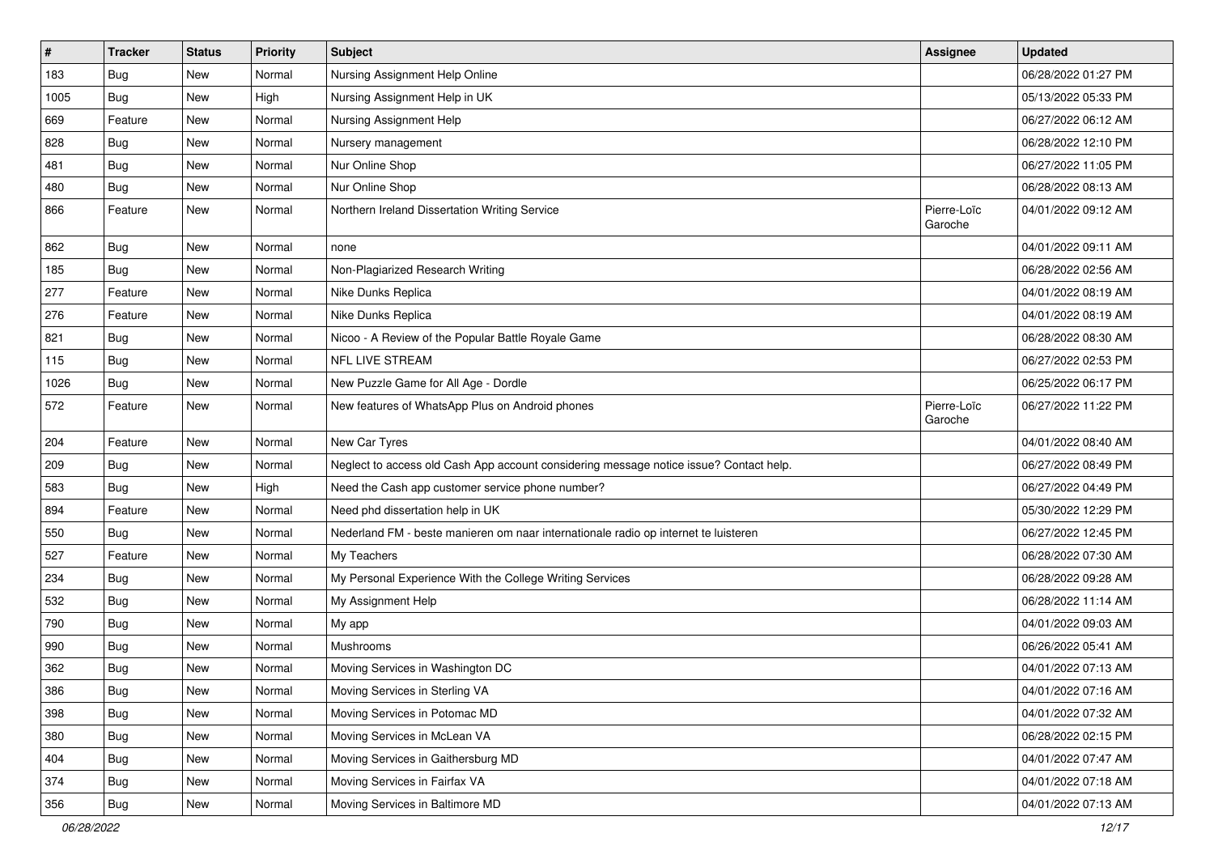| # | Tracker | Status | Priority | Subject | Assignee | Updated |
|---|---|---|---|---|---|---|
| 183 | Bug | New | Normal | Nursing Assignment Help Online | | 06/28/2022 01:27 PM |
| 1005 | Bug | New | High | Nursing Assignment Help in UK | | 05/13/2022 05:33 PM |
| 669 | Feature | New | Normal | Nursing Assignment Help | | 06/27/2022 06:12 AM |
| 828 | Bug | New | Normal | Nursery management | | 06/28/2022 12:10 PM |
| 481 | Bug | New | Normal | Nur Online Shop | | 06/27/2022 11:05 PM |
| 480 | Bug | New | Normal | Nur Online Shop | | 06/28/2022 08:13 AM |
| 866 | Feature | New | Normal | Northern Ireland Dissertation Writing Service | Pierre-Loïc Garoche | 04/01/2022 09:12 AM |
| 862 | Bug | New | Normal | none | | 04/01/2022 09:11 AM |
| 185 | Bug | New | Normal | Non-Plagiarized Research Writing | | 06/28/2022 02:56 AM |
| 277 | Feature | New | Normal | Nike Dunks Replica | | 04/01/2022 08:19 AM |
| 276 | Feature | New | Normal | Nike Dunks Replica | | 04/01/2022 08:19 AM |
| 821 | Bug | New | Normal | Nicoo - A Review of the Popular Battle Royale Game | | 06/28/2022 08:30 AM |
| 115 | Bug | New | Normal | NFL LIVE STREAM | | 06/27/2022 02:53 PM |
| 1026 | Bug | New | Normal | New Puzzle Game for All Age - Dordle | | 06/25/2022 06:17 PM |
| 572 | Feature | New | Normal | New features of WhatsApp Plus on Android phones | Pierre-Loïc Garoche | 06/27/2022 11:22 PM |
| 204 | Feature | New | Normal | New Car Tyres | | 04/01/2022 08:40 AM |
| 209 | Bug | New | Normal | Neglect to access old Cash App account considering message notice issue? Contact help. | | 06/27/2022 08:49 PM |
| 583 | Bug | New | High | Need the Cash app customer service phone number? | | 06/27/2022 04:49 PM |
| 894 | Feature | New | Normal | Need phd dissertation help in UK | | 05/30/2022 12:29 PM |
| 550 | Bug | New | Normal | Nederland FM - beste manieren om naar internationale radio op internet te luisteren | | 06/27/2022 12:45 PM |
| 527 | Feature | New | Normal | My Teachers | | 06/28/2022 07:30 AM |
| 234 | Bug | New | Normal | My Personal Experience With the College Writing Services | | 06/28/2022 09:28 AM |
| 532 | Bug | New | Normal | My Assignment Help | | 06/28/2022 11:14 AM |
| 790 | Bug | New | Normal | My app | | 04/01/2022 09:03 AM |
| 990 | Bug | New | Normal | Mushrooms | | 06/26/2022 05:41 AM |
| 362 | Bug | New | Normal | Moving Services in Washington DC | | 04/01/2022 07:13 AM |
| 386 | Bug | New | Normal | Moving Services in Sterling VA | | 04/01/2022 07:16 AM |
| 398 | Bug | New | Normal | Moving Services in Potomac MD | | 04/01/2022 07:32 AM |
| 380 | Bug | New | Normal | Moving Services in McLean VA | | 06/28/2022 02:15 PM |
| 404 | Bug | New | Normal | Moving Services in Gaithersburg MD | | 04/01/2022 07:47 AM |
| 374 | Bug | New | Normal | Moving Services in Fairfax VA | | 04/01/2022 07:18 AM |
| 356 | Bug | New | Normal | Moving Services in Baltimore MD | | 04/01/2022 07:13 AM |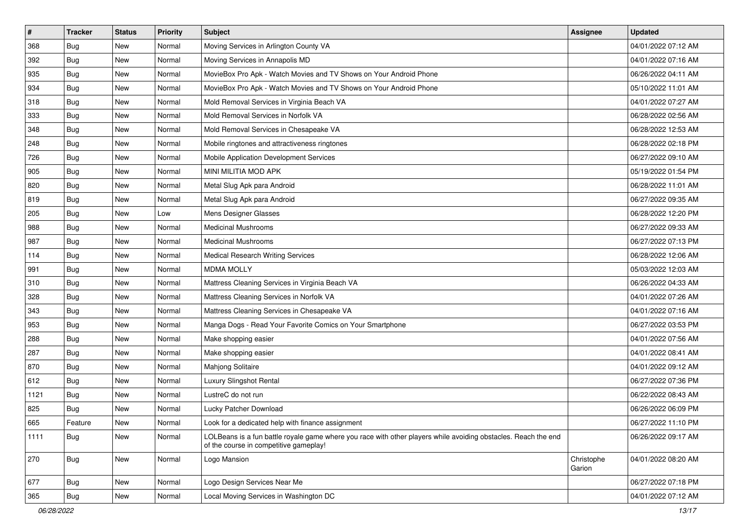| # | Tracker | Status | Priority | Subject | Assignee | Updated |
|---|---|---|---|---|---|---|
| 368 | Bug | New | Normal | Moving Services in Arlington County VA | | 04/01/2022 07:12 AM |
| 392 | Bug | New | Normal | Moving Services in Annapolis MD | | 04/01/2022 07:16 AM |
| 935 | Bug | New | Normal | MovieBox Pro Apk - Watch Movies and TV Shows on Your Android Phone | | 06/26/2022 04:11 AM |
| 934 | Bug | New | Normal | MovieBox Pro Apk - Watch Movies and TV Shows on Your Android Phone | | 05/10/2022 11:01 AM |
| 318 | Bug | New | Normal | Mold Removal Services in Virginia Beach VA | | 04/01/2022 07:27 AM |
| 333 | Bug | New | Normal | Mold Removal Services in Norfolk VA | | 06/28/2022 02:56 AM |
| 348 | Bug | New | Normal | Mold Removal Services in Chesapeake VA | | 06/28/2022 12:53 AM |
| 248 | Bug | New | Normal | Mobile ringtones and attractiveness ringtones | | 06/28/2022 02:18 PM |
| 726 | Bug | New | Normal | Mobile Application Development Services | | 06/27/2022 09:10 AM |
| 905 | Bug | New | Normal | MINI MILITIA MOD APK | | 05/19/2022 01:54 PM |
| 820 | Bug | New | Normal | Metal Slug Apk para Android | | 06/28/2022 11:01 AM |
| 819 | Bug | New | Normal | Metal Slug Apk para Android | | 06/27/2022 09:35 AM |
| 205 | Bug | New | Low | Mens Designer Glasses | | 06/28/2022 12:20 PM |
| 988 | Bug | New | Normal | Medicinal Mushrooms | | 06/27/2022 09:33 AM |
| 987 | Bug | New | Normal | Medicinal Mushrooms | | 06/27/2022 07:13 PM |
| 114 | Bug | New | Normal | Medical Research Writing Services | | 06/28/2022 12:06 AM |
| 991 | Bug | New | Normal | MDMA MOLLY | | 05/03/2022 12:03 AM |
| 310 | Bug | New | Normal | Mattress Cleaning Services in Virginia Beach VA | | 06/26/2022 04:33 AM |
| 328 | Bug | New | Normal | Mattress Cleaning Services in Norfolk VA | | 04/01/2022 07:26 AM |
| 343 | Bug | New | Normal | Mattress Cleaning Services in Chesapeake VA | | 04/01/2022 07:16 AM |
| 953 | Bug | New | Normal | Manga Dogs - Read Your Favorite Comics on Your Smartphone | | 06/27/2022 03:53 PM |
| 288 | Bug | New | Normal | Make shopping easier | | 04/01/2022 07:56 AM |
| 287 | Bug | New | Normal | Make shopping easier | | 04/01/2022 08:41 AM |
| 870 | Bug | New | Normal | Mahjong Solitaire | | 04/01/2022 09:12 AM |
| 612 | Bug | New | Normal | Luxury Slingshot Rental | | 06/27/2022 07:36 PM |
| 1121 | Bug | New | Normal | LustreC do not run | | 06/22/2022 08:43 AM |
| 825 | Bug | New | Normal | Lucky Patcher Download | | 06/26/2022 06:09 PM |
| 665 | Feature | New | Normal | Look for a dedicated help with finance assignment | | 06/27/2022 11:10 PM |
| 1111 | Bug | New | Normal | LOLBeans is a fun battle royale game where you race with other players while avoiding obstacles. Reach the end of the course in competitive gameplay! | | 06/26/2022 09:17 AM |
| 270 | Bug | New | Normal | Logo Mansion | Christophe Garion | 04/01/2022 08:20 AM |
| 677 | Bug | New | Normal | Logo Design Services Near Me | | 06/27/2022 07:18 PM |
| 365 | Bug | New | Normal | Local Moving Services in Washington DC | | 04/01/2022 07:12 AM |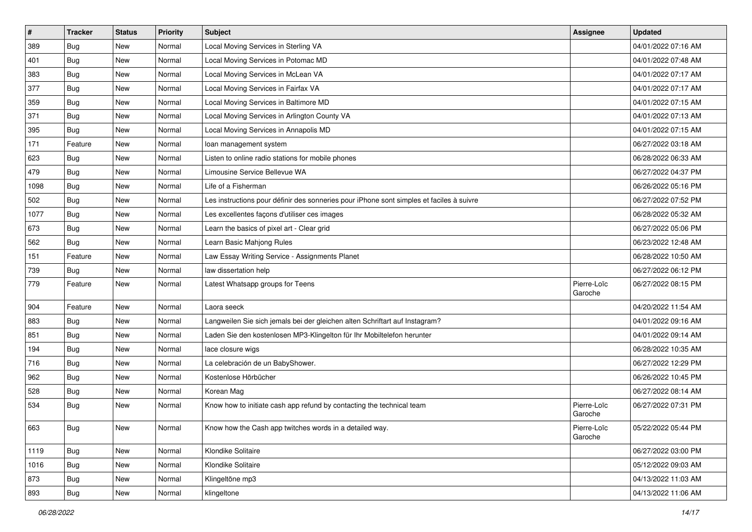| # | Tracker | Status | Priority | Subject | Assignee | Updated |
|---|---|---|---|---|---|---|
| 389 | Bug | New | Normal | Local Moving Services in Sterling VA | | 04/01/2022 07:16 AM |
| 401 | Bug | New | Normal | Local Moving Services in Potomac MD | | 04/01/2022 07:48 AM |
| 383 | Bug | New | Normal | Local Moving Services in McLean VA | | 04/01/2022 07:17 AM |
| 377 | Bug | New | Normal | Local Moving Services in Fairfax VA | | 04/01/2022 07:17 AM |
| 359 | Bug | New | Normal | Local Moving Services in Baltimore MD | | 04/01/2022 07:15 AM |
| 371 | Bug | New | Normal | Local Moving Services in Arlington County VA | | 04/01/2022 07:13 AM |
| 395 | Bug | New | Normal | Local Moving Services in Annapolis MD | | 04/01/2022 07:15 AM |
| 171 | Feature | New | Normal | loan management system | | 06/27/2022 03:18 AM |
| 623 | Bug | New | Normal | Listen to online radio stations for mobile phones | | 06/28/2022 06:33 AM |
| 479 | Bug | New | Normal | Limousine Service Bellevue WA | | 06/27/2022 04:37 PM |
| 1098 | Bug | New | Normal | Life of a Fisherman | | 06/26/2022 05:16 PM |
| 502 | Bug | New | Normal | Les instructions pour définir des sonneries pour iPhone sont simples et faciles à suivre | | 06/27/2022 07:52 PM |
| 1077 | Bug | New | Normal | Les excellentes façons d'utiliser ces images | | 06/28/2022 05:32 AM |
| 673 | Bug | New | Normal | Learn the basics of pixel art - Clear grid | | 06/27/2022 05:06 PM |
| 562 | Bug | New | Normal | Learn Basic Mahjong Rules | | 06/23/2022 12:48 AM |
| 151 | Feature | New | Normal | Law Essay Writing Service - Assignments Planet | | 06/28/2022 10:50 AM |
| 739 | Bug | New | Normal | law dissertation help | | 06/27/2022 06:12 PM |
| 779 | Feature | New | Normal | Latest Whatsapp groups for Teens | Pierre-Loïc Garoche | 06/27/2022 08:15 PM |
| 904 | Feature | New | Normal | Laora seeck | | 04/20/2022 11:54 AM |
| 883 | Bug | New | Normal | Langweilen Sie sich jemals bei der gleichen alten Schriftart auf Instagram? | | 04/01/2022 09:16 AM |
| 851 | Bug | New | Normal | Laden Sie den kostenlosen MP3-Klingelton für Ihr Mobiltelefon herunter | | 04/01/2022 09:14 AM |
| 194 | Bug | New | Normal | lace closure wigs | | 06/28/2022 10:35 AM |
| 716 | Bug | New | Normal | La celebración de un BabyShower. | | 06/27/2022 12:29 PM |
| 962 | Bug | New | Normal | Kostenlose Hörbücher | | 06/26/2022 10:45 PM |
| 528 | Bug | New | Normal | Korean Mag | | 06/27/2022 08:14 AM |
| 534 | Bug | New | Normal | Know how to initiate cash app refund by contacting the technical team | Pierre-Loïc Garoche | 06/27/2022 07:31 PM |
| 663 | Bug | New | Normal | Know how the Cash app twitches words in a detailed way. | Pierre-Loïc Garoche | 05/22/2022 05:44 PM |
| 1119 | Bug | New | Normal | Klondike Solitaire | | 06/27/2022 03:00 PM |
| 1016 | Bug | New | Normal | Klondike Solitaire | | 05/12/2022 09:03 AM |
| 873 | Bug | New | Normal | Klingeltöne mp3 | | 04/13/2022 11:03 AM |
| 893 | Bug | New | Normal | klingeltone | | 04/13/2022 11:06 AM |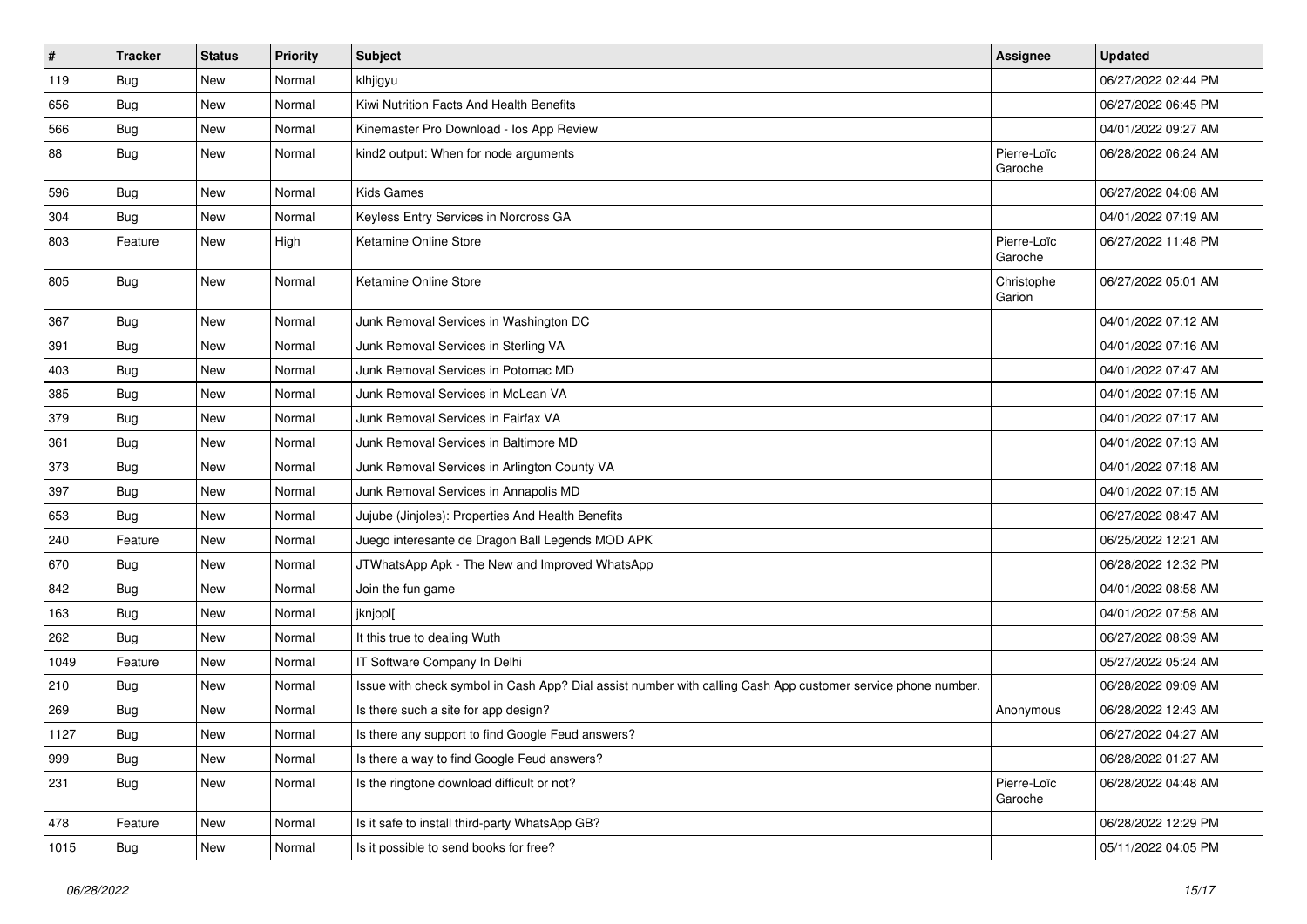| # | Tracker | Status | Priority | Subject | Assignee | Updated |
|---|---|---|---|---|---|---|
| 119 | Bug | New | Normal | klhjigyu | | 06/27/2022 02:44 PM |
| 656 | Bug | New | Normal | Kiwi Nutrition Facts And Health Benefits | | 06/27/2022 06:45 PM |
| 566 | Bug | New | Normal | Kinemaster Pro Download - Ios App Review | | 04/01/2022 09:27 AM |
| 88 | Bug | New | Normal | kind2 output: When for node arguments | Pierre-Loïc Garoche | 06/28/2022 06:24 AM |
| 596 | Bug | New | Normal | Kids Games | | 06/27/2022 04:08 AM |
| 304 | Bug | New | Normal | Keyless Entry Services in Norcross GA | | 04/01/2022 07:19 AM |
| 803 | Feature | New | High | Ketamine Online Store | Pierre-Loïc Garoche | 06/27/2022 11:48 PM |
| 805 | Bug | New | Normal | Ketamine Online Store | Christophe Garion | 06/27/2022 05:01 AM |
| 367 | Bug | New | Normal | Junk Removal Services in Washington DC | | 04/01/2022 07:12 AM |
| 391 | Bug | New | Normal | Junk Removal Services in Sterling VA | | 04/01/2022 07:16 AM |
| 403 | Bug | New | Normal | Junk Removal Services in Potomac MD | | 04/01/2022 07:47 AM |
| 385 | Bug | New | Normal | Junk Removal Services in McLean VA | | 04/01/2022 07:15 AM |
| 379 | Bug | New | Normal | Junk Removal Services in Fairfax VA | | 04/01/2022 07:17 AM |
| 361 | Bug | New | Normal | Junk Removal Services in Baltimore MD | | 04/01/2022 07:13 AM |
| 373 | Bug | New | Normal | Junk Removal Services in Arlington County VA | | 04/01/2022 07:18 AM |
| 397 | Bug | New | Normal | Junk Removal Services in Annapolis MD | | 04/01/2022 07:15 AM |
| 653 | Bug | New | Normal | Jujube (Jinjoles): Properties And Health Benefits | | 06/27/2022 08:47 AM |
| 240 | Feature | New | Normal | Juego interesante de Dragon Ball Legends MOD APK | | 06/25/2022 12:21 AM |
| 670 | Bug | New | Normal | JTWhatsApp Apk - The New and Improved WhatsApp | | 06/28/2022 12:32 PM |
| 842 | Bug | New | Normal | Join the fun game | | 04/01/2022 08:58 AM |
| 163 | Bug | New | Normal | jknjopl[ | | 04/01/2022 07:58 AM |
| 262 | Bug | New | Normal | It this true to dealing Wuth | | 06/27/2022 08:39 AM |
| 1049 | Feature | New | Normal | IT Software Company In Delhi | | 05/27/2022 05:24 AM |
| 210 | Bug | New | Normal | Issue with check symbol in Cash App? Dial assist number with calling Cash App customer service phone number. | | 06/28/2022 09:09 AM |
| 269 | Bug | New | Normal | Is there such a site for app design? | Anonymous | 06/28/2022 12:43 AM |
| 1127 | Bug | New | Normal | Is there any support to find Google Feud answers? | | 06/27/2022 04:27 AM |
| 999 | Bug | New | Normal | Is there a way to find Google Feud answers? | | 06/28/2022 01:27 AM |
| 231 | Bug | New | Normal | Is the ringtone download difficult or not? | Pierre-Loïc Garoche | 06/28/2022 04:48 AM |
| 478 | Feature | New | Normal | Is it safe to install third-party WhatsApp GB? | | 06/28/2022 12:29 PM |
| 1015 | Bug | New | Normal | Is it possible to send books for free? | | 05/11/2022 04:05 PM |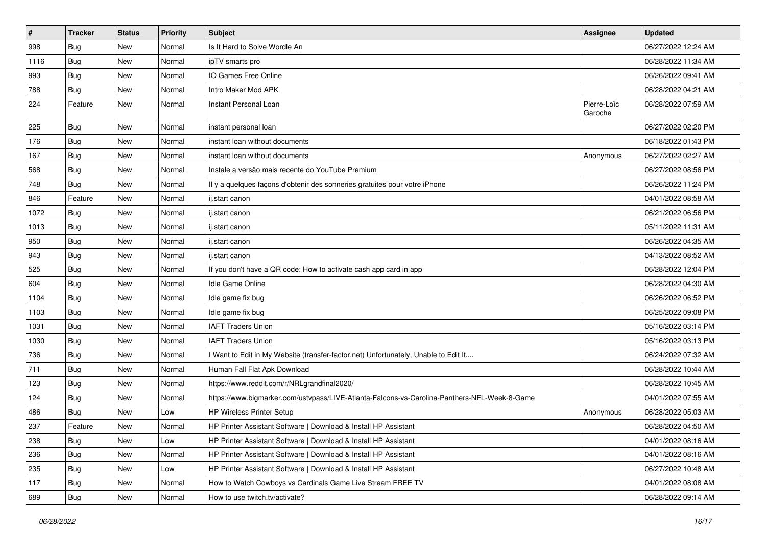| # | Tracker | Status | Priority | Subject | Assignee | Updated |
|---|---|---|---|---|---|---|
| 998 | Bug | New | Normal | Is It Hard to Solve Wordle An | | 06/27/2022 12:24 AM |
| 1116 | Bug | New | Normal | ipTV smarts pro | | 06/28/2022 11:34 AM |
| 993 | Bug | New | Normal | IO Games Free Online | | 06/26/2022 09:41 AM |
| 788 | Bug | New | Normal | Intro Maker Mod APK | | 06/28/2022 04:21 AM |
| 224 | Feature | New | Normal | Instant Personal Loan | Pierre-Loïc Garoche | 06/28/2022 07:59 AM |
| 225 | Bug | New | Normal | instant personal loan | | 06/27/2022 02:20 PM |
| 176 | Bug | New | Normal | instant loan without documents | | 06/18/2022 01:43 PM |
| 167 | Bug | New | Normal | instant loan without documents | Anonymous | 06/27/2022 02:27 AM |
| 568 | Bug | New | Normal | Instale a versão mais recente do YouTube Premium | | 06/27/2022 08:56 PM |
| 748 | Bug | New | Normal | Il y a quelques façons d'obtenir des sonneries gratuites pour votre iPhone | | 06/26/2022 11:24 PM |
| 846 | Feature | New | Normal | ij.start canon | | 04/01/2022 08:58 AM |
| 1072 | Bug | New | Normal | ij.start canon | | 06/21/2022 06:56 PM |
| 1013 | Bug | New | Normal | ij.start canon | | 05/11/2022 11:31 AM |
| 950 | Bug | New | Normal | ij.start canon | | 06/26/2022 04:35 AM |
| 943 | Bug | New | Normal | ij.start canon | | 04/13/2022 08:52 AM |
| 525 | Bug | New | Normal | If you don't have a QR code: How to activate cash app card in app | | 06/28/2022 12:04 PM |
| 604 | Bug | New | Normal | Idle Game Online | | 06/28/2022 04:30 AM |
| 1104 | Bug | New | Normal | Idle game fix bug | | 06/26/2022 06:52 PM |
| 1103 | Bug | New | Normal | Idle game fix bug | | 06/25/2022 09:08 PM |
| 1031 | Bug | New | Normal | IAFT Traders Union | | 05/16/2022 03:14 PM |
| 1030 | Bug | New | Normal | IAFT Traders Union | | 05/16/2022 03:13 PM |
| 736 | Bug | New | Normal | I Want to Edit in My Website (transfer-factor.net) Unfortunately, Unable to Edit It.... | | 06/24/2022 07:32 AM |
| 711 | Bug | New | Normal | Human Fall Flat Apk Download | | 06/28/2022 10:44 AM |
| 123 | Bug | New | Normal | https://www.reddit.com/r/NRLgrandfinal2020/ | | 06/28/2022 10:45 AM |
| 124 | Bug | New | Normal | https://www.bigmarker.com/ustvpass/LIVE-Atlanta-Falcons-vs-Carolina-Panthers-NFL-Week-8-Game | | 04/01/2022 07:55 AM |
| 486 | Bug | New | Low | HP Wireless Printer Setup | Anonymous | 06/28/2022 05:03 AM |
| 237 | Feature | New | Normal | HP Printer Assistant Software \| Download & Install HP Assistant | | 06/28/2022 04:50 AM |
| 238 | Bug | New | Low | HP Printer Assistant Software \| Download & Install HP Assistant | | 04/01/2022 08:16 AM |
| 236 | Bug | New | Normal | HP Printer Assistant Software \| Download & Install HP Assistant | | 04/01/2022 08:16 AM |
| 235 | Bug | New | Low | HP Printer Assistant Software \| Download & Install HP Assistant | | 06/27/2022 10:48 AM |
| 117 | Bug | New | Normal | How to Watch Cowboys vs Cardinals Game Live Stream FREE TV | | 04/01/2022 08:08 AM |
| 689 | Bug | New | Normal | How to use twitch.tv/activate? | | 06/28/2022 09:14 AM |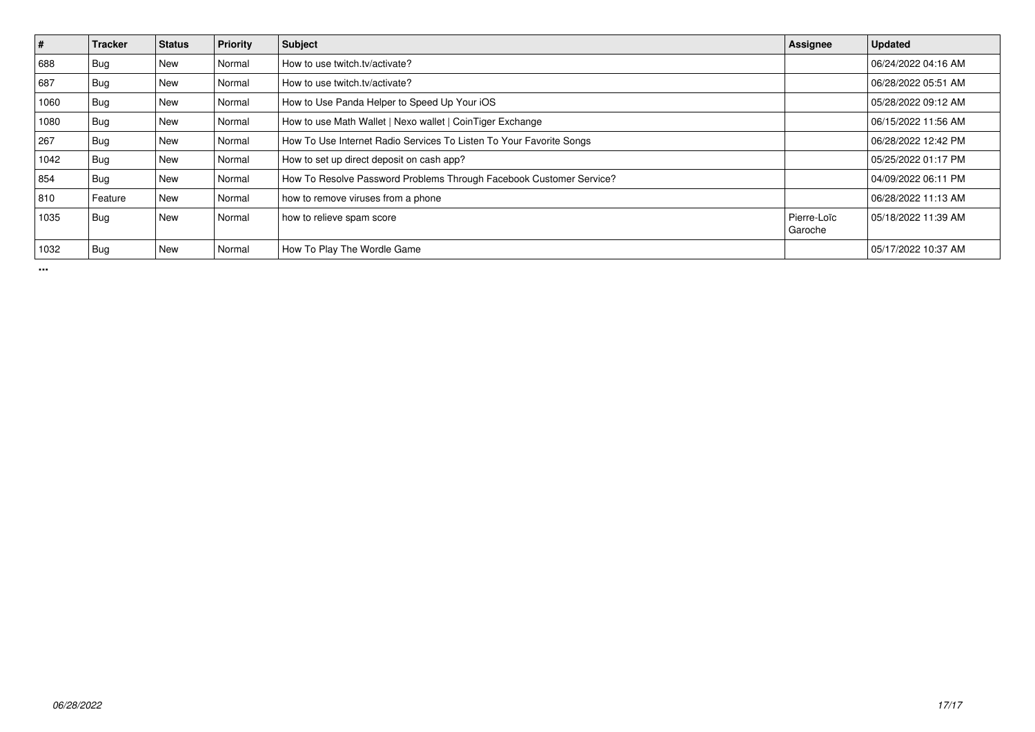| # | Tracker | Status | Priority | Subject | Assignee | Updated |
|---|---|---|---|---|---|---|
| 688 | Bug | New | Normal | How to use twitch.tv/activate? | | 06/24/2022 04:16 AM |
| 687 | Bug | New | Normal | How to use twitch.tv/activate? | | 06/28/2022 05:51 AM |
| 1060 | Bug | New | Normal | How to Use Panda Helper to Speed Up Your iOS | | 05/28/2022 09:12 AM |
| 1080 | Bug | New | Normal | How to use Math Wallet \| Nexo wallet \| CoinTiger Exchange | | 06/15/2022 11:56 AM |
| 267 | Bug | New | Normal | How To Use Internet Radio Services To Listen To Your Favorite Songs | | 06/28/2022 12:42 PM |
| 1042 | Bug | New | Normal | How to set up direct deposit on cash app? | | 05/25/2022 01:17 PM |
| 854 | Bug | New | Normal | How To Resolve Password Problems Through Facebook Customer Service? | | 04/09/2022 06:11 PM |
| 810 | Feature | New | Normal | how to remove viruses from a phone | | 06/28/2022 11:13 AM |
| 1035 | Bug | New | Normal | how to relieve spam score | Pierre-Loïc Garoche | 05/18/2022 11:39 AM |
| 1032 | Bug | New | Normal | How To Play The Wordle Game | | 05/17/2022 10:37 AM |

...